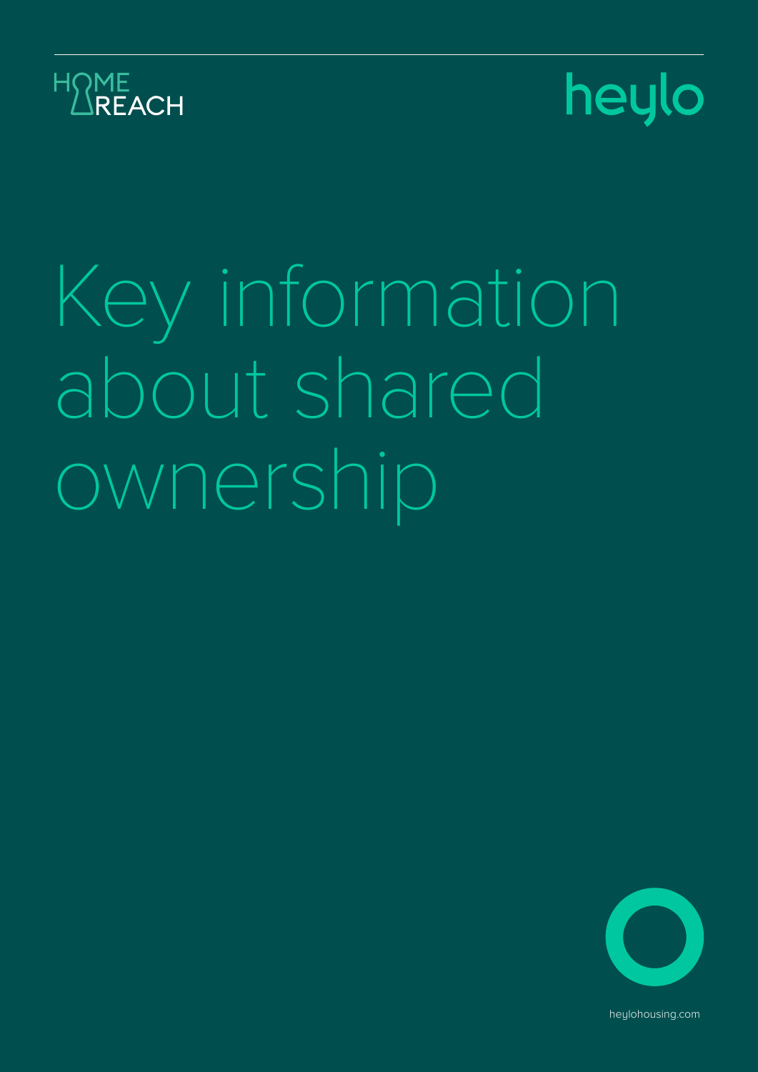HOME REACH

heylo

# Key information about shared ownership

heylohousing.com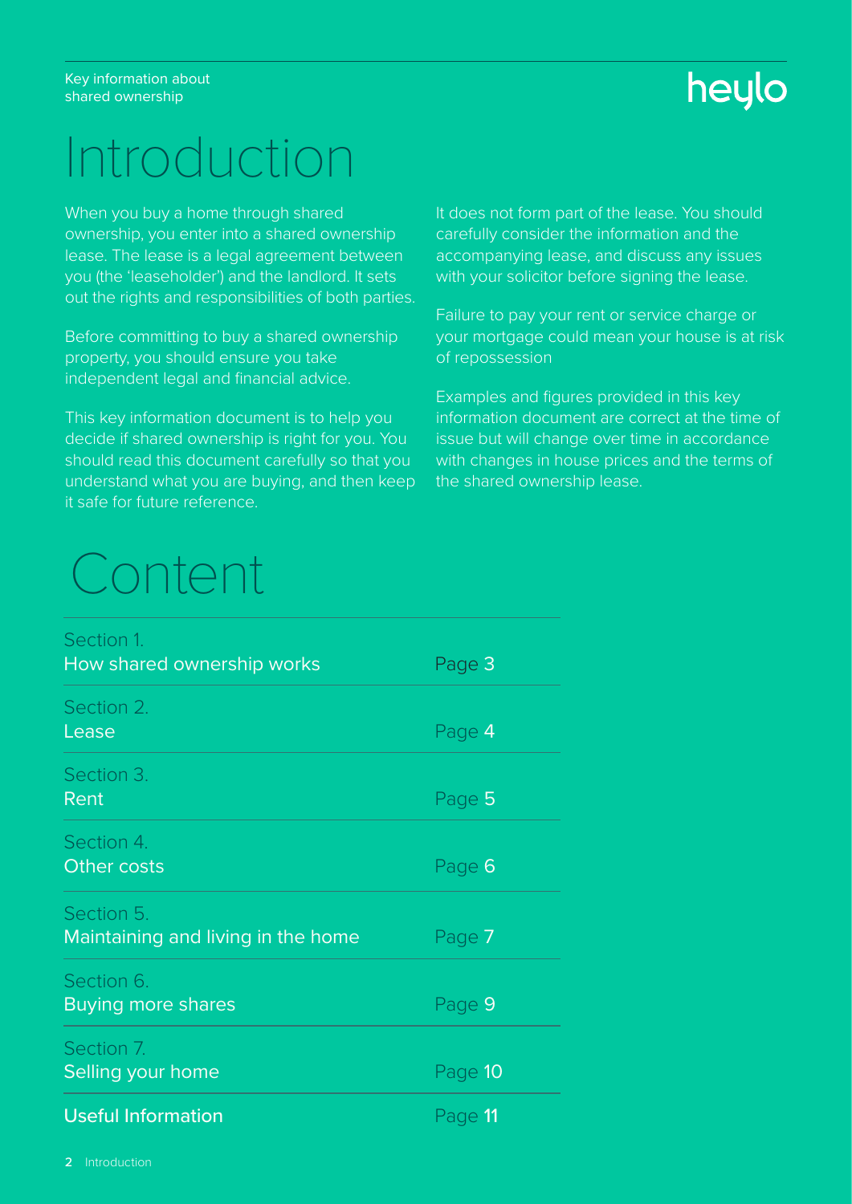# Introduction

When you buy a home through shared ownership, you enter into a shared ownership lease. The lease is a legal agreement between you (the 'leaseholder') and the landlord. It sets out the rights and responsibilities of both parties.

Before committing to buy a shared ownership property, you should ensure you take independent legal and financial advice.

This key information document is to help you decide if shared ownership is right for you. You should read this document carefully so that you understand what you are buying, and then keep it safe for future reference.

It does not form part of the lease. You should carefully consider the information and the accompanying lease, and discuss any issues with your solicitor before signing the lease.

Failure to pay your rent or service charge or your mortgage could mean your house is at risk of repossession

Examples and figures provided in this key information document are correct at the time of issue but will change over time in accordance with changes in house prices and the terms of the shared ownership lease.

# Content

| Section | Page |
| --- | --- |
| Section 1. How shared ownership works | Page 3 |
| Section 2. Lease | Page 4 |
| Section 3. Rent | Page 5 |
| Section 4. Other costs | Page 6 |
| Section 5. Maintaining and living in the home | Page 7 |
| Section 6. Buying more shares | Page 9 |
| Section 7. Selling your home | Page 10 |
| Useful Information | Page 11 |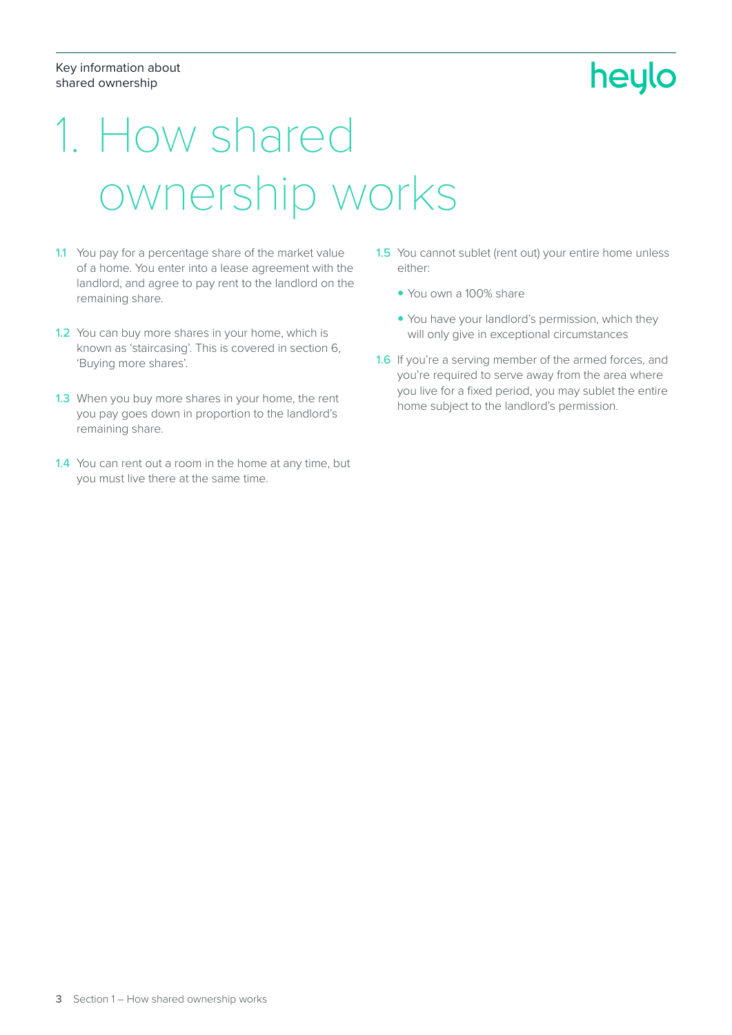# 1. How shared ownership works

**1.1** You pay for a percentage share of the market value of a home. You enter into a lease agreement with the landlord, and agree to pay rent to the landlord on the remaining share.

**1.2** You can buy more shares in your home, which is known as 'staircasing'. This is covered in section 6, 'Buying more shares'.

**1.3** When you buy more shares in your home, the rent you pay goes down in proportion to the landlord's remaining share.

**1.4** You can rent out a room in the home at any time, but you must live there at the same time.

**1.5** You cannot sublet (rent out) your entire home unless either:

- You own a 100% share
- You have your landlord's permission, which they will only give in exceptional circumstances

**1.6** If you're a serving member of the armed forces, and you're required to serve away from the area where you live for a fixed period, you may sublet the entire home subject to the landlord's permission.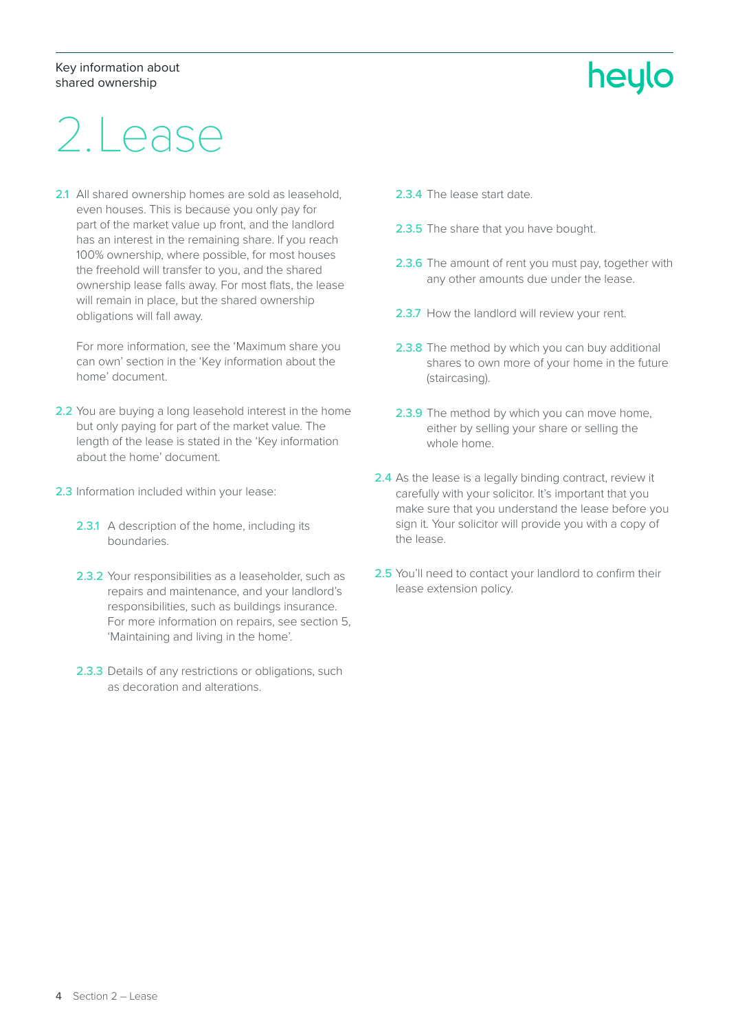# 2. Lease

2.1 All shared ownership homes are sold as leasehold, even houses. This is because you only pay for part of the market value up front, and the landlord has an interest in the remaining share. If you reach 100% ownership, where possible, for most houses the freehold will transfer to you, and the shared ownership lease falls away. For most flats, the lease will remain in place, but the shared ownership obligations will fall away.

For more information, see the 'Maximum share you can own' section in the 'Key information about the home' document.

2.2 You are buying a long leasehold interest in the home but only paying for part of the market value. The length of the lease is stated in the 'Key information about the home' document.

2.3 Information included within your lease:

2.3.1 A description of the home, including its boundaries.

2.3.2 Your responsibilities as a leaseholder, such as repairs and maintenance, and your landlord's responsibilities, such as buildings insurance. For more information on repairs, see section 5, 'Maintaining and living in the home'.

2.3.3 Details of any restrictions or obligations, such as decoration and alterations.

2.3.4 The lease start date.

2.3.5 The share that you have bought.

2.3.6 The amount of rent you must pay, together with any other amounts due under the lease.

2.3.7 How the landlord will review your rent.

2.3.8 The method by which you can buy additional shares to own more of your home in the future (staircasing).

2.3.9 The method by which you can move home, either by selling your share or selling the whole home.

2.4 As the lease is a legally binding contract, review it carefully with your solicitor. It's important that you make sure that you understand the lease before you sign it. Your solicitor will provide you with a copy of the lease.

2.5 You'll need to contact your landlord to confirm their lease extension policy.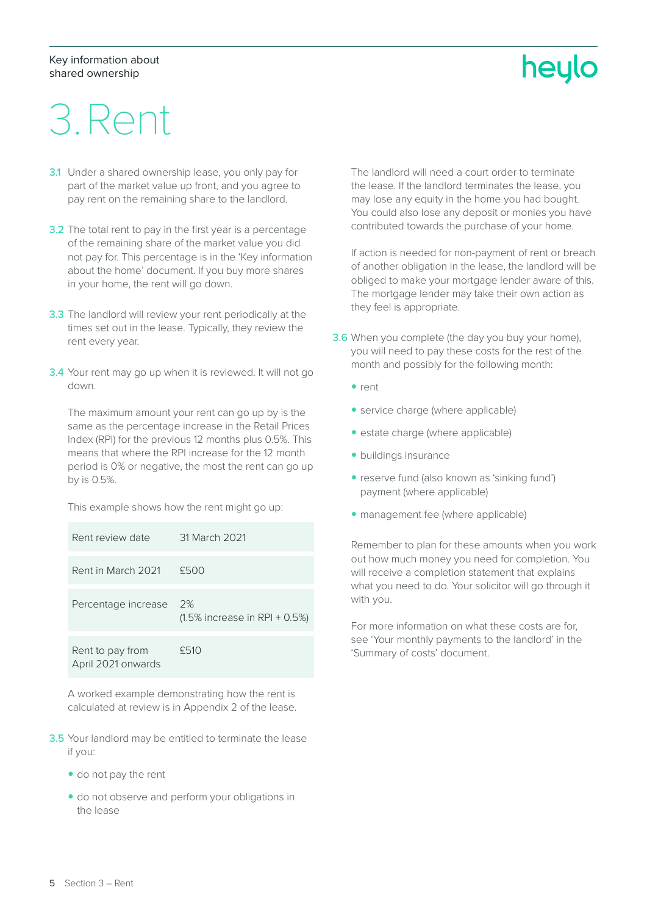# 3. Rent

**3.1** Under a shared ownership lease, you only pay for part of the market value up front, and you agree to pay rent on the remaining share to the landlord.

**3.2** The total rent to pay in the first year is a percentage of the remaining share of the market value you did not pay for. This percentage is in the 'Key information about the home' document. If you buy more shares in your home, the rent will go down.

**3.3** The landlord will review your rent periodically at the times set out in the lease. Typically, they review the rent every year.

**3.4** Your rent may go up when it is reviewed. It will not go down.

The maximum amount your rent can go up by is the same as the percentage increase in the Retail Prices Index (RPI) for the previous 12 months plus 0.5%. This means that where the RPI increase for the 12 month period is 0% or negative, the most the rent can go up by is 0.5%.

This example shows how the rent might go up:

| | |
|---|---|
| Rent review date | 31 March 2021 |
| Rent in March 2021 | £500 |
| Percentage increase | 2% (1.5% increase in RPI + 0.5%) |
| Rent to pay from April 2021 onwards | £510 |

A worked example demonstrating how the rent is calculated at review is in Appendix 2 of the lease.

**3.5** Your landlord may be entitled to terminate the lease if you:

- do not pay the rent
- do not observe and perform your obligations in the lease

The landlord will need a court order to terminate the lease. If the landlord terminates the lease, you may lose any equity in the home you had bought. You could also lose any deposit or monies you have contributed towards the purchase of your home.

If action is needed for non-payment of rent or breach of another obligation in the lease, the landlord will be obliged to make your mortgage lender aware of this. The mortgage lender may take their own action as they feel is appropriate.

**3.6** When you complete (the day you buy your home), you will need to pay these costs for the rest of the month and possibly for the following month:

- rent
- service charge (where applicable)
- estate charge (where applicable)
- buildings insurance
- reserve fund (also known as 'sinking fund') payment (where applicable)
- management fee (where applicable)

Remember to plan for these amounts when you work out how much money you need for completion. You will receive a completion statement that explains what you need to do. Your solicitor will go through it with you.

For more information on what these costs are for, see 'Your monthly payments to the landlord' in the 'Summary of costs' document.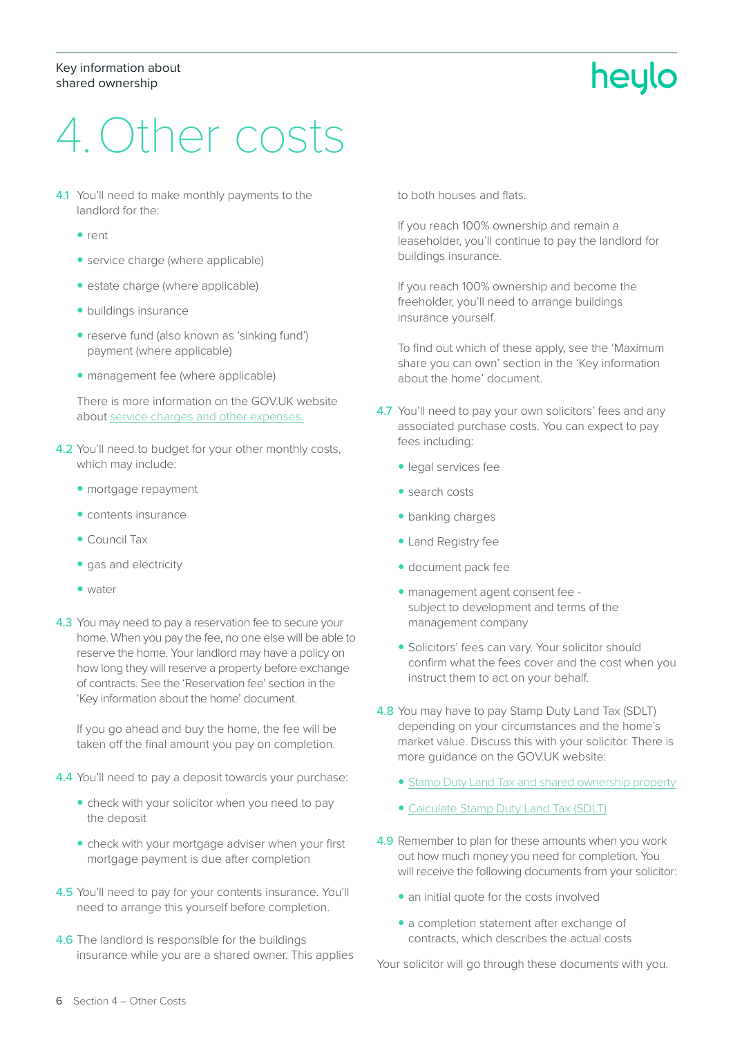# 4. Other costs

**4.1** You'll need to make monthly payments to the landlord for the:

- rent
- service charge (where applicable)
- estate charge (where applicable)
- buildings insurance
- reserve fund (also known as 'sinking fund') payment (where applicable)
- management fee (where applicable)

There is more information on the GOV.UK website about service charges and other expenses.

**4.2** You'll need to budget for your other monthly costs, which may include:

- mortgage repayment
- contents insurance
- Council Tax
- gas and electricity
- water

**4.3** You may need to pay a reservation fee to secure your home. When you pay the fee, no one else will be able to reserve the home. Your landlord may have a policy on how long they will reserve a property before exchange of contracts. See the 'Reservation fee' section in the 'Key information about the home' document.

If you go ahead and buy the home, the fee will be taken off the final amount you pay on completion.

**4.4** You'll need to pay a deposit towards your purchase:

- check with your solicitor when you need to pay the deposit
- check with your mortgage adviser when your first mortgage payment is due after completion

**4.5** You'll need to pay for your contents insurance. You'll need to arrange this yourself before completion.

**4.6** The landlord is responsible for the buildings insurance while you are a shared owner. This applies to both houses and flats.

If you reach 100% ownership and remain a leaseholder, you'll continue to pay the landlord for buildings insurance.

If you reach 100% ownership and become the freeholder, you'll need to arrange buildings insurance yourself.

To find out which of these apply, see the 'Maximum share you can own' section in the 'Key information about the home' document.

**4.7** You'll need to pay your own solicitors' fees and any associated purchase costs. You can expect to pay fees including:

- legal services fee
- search costs
- banking charges
- Land Registry fee
- document pack fee
- management agent consent fee - subject to development and terms of the management company
- Solicitors' fees can vary. Your solicitor should confirm what the fees cover and the cost when you instruct them to act on your behalf.

**4.8** You may have to pay Stamp Duty Land Tax (SDLT) depending on your circumstances and the home's market value. Discuss this with your solicitor. There is more guidance on the GOV.UK website:

- Stamp Duty Land Tax and shared ownership property
- Calculate Stamp Duty Land Tax (SDLT)

**4.9** Remember to plan for these amounts when you work out how much money you need for completion. You will receive the following documents from your solicitor:

- an initial quote for the costs involved
- a completion statement after exchange of contracts, which describes the actual costs

Your solicitor will go through these documents with you.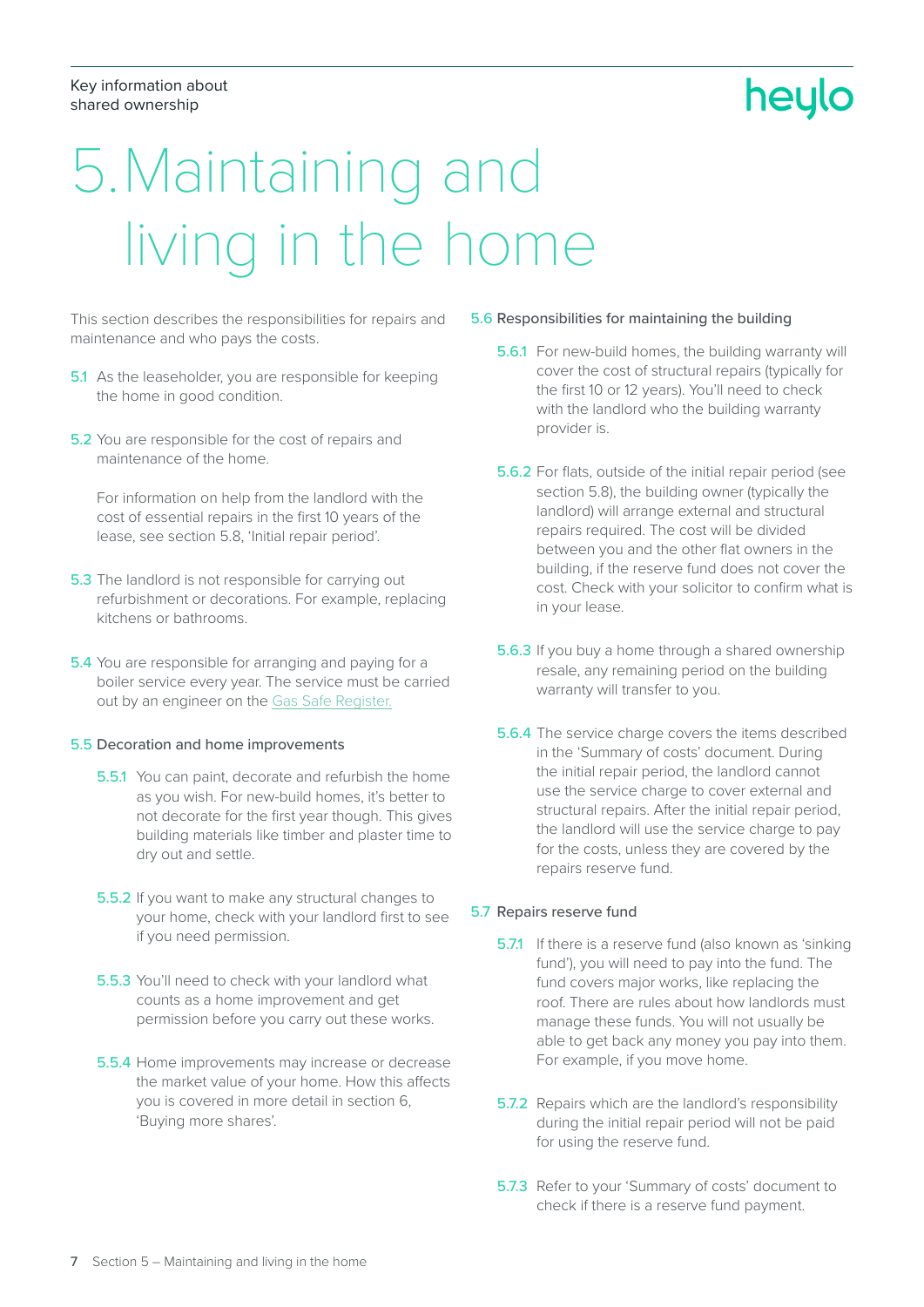# 5. Maintaining and living in the home

This section describes the responsibilities for repairs and maintenance and who pays the costs.

5.1 As the leaseholder, you are responsible for keeping the home in good condition.

5.2 You are responsible for the cost of repairs and maintenance of the home.

For information on help from the landlord with the cost of essential repairs in the first 10 years of the lease, see section 5.8, 'Initial repair period'.

5.3 The landlord is not responsible for carrying out refurbishment or decorations. For example, replacing kitchens or bathrooms.

5.4 You are responsible for arranging and paying for a boiler service every year. The service must be carried out by an engineer on the Gas Safe Register.

### 5.5 Decoration and home improvements

5.5.1 You can paint, decorate and refurbish the home as you wish. For new-build homes, it's better to not decorate for the first year though. This gives building materials like timber and plaster time to dry out and settle.

5.5.2 If you want to make any structural changes to your home, check with your landlord first to see if you need permission.

5.5.3 You'll need to check with your landlord what counts as a home improvement and get permission before you carry out these works.

5.5.4 Home improvements may increase or decrease the market value of your home. How this affects you is covered in more detail in section 6, 'Buying more shares'.

### 5.6 Responsibilities for maintaining the building

5.6.1 For new-build homes, the building warranty will cover the cost of structural repairs (typically for the first 10 or 12 years). You'll need to check with the landlord who the building warranty provider is.

5.6.2 For flats, outside of the initial repair period (see section 5.8), the building owner (typically the landlord) will arrange external and structural repairs required. The cost will be divided between you and the other flat owners in the building, if the reserve fund does not cover the cost. Check with your solicitor to confirm what is in your lease.

5.6.3 If you buy a home through a shared ownership resale, any remaining period on the building warranty will transfer to you.

5.6.4 The service charge covers the items described in the 'Summary of costs' document. During the initial repair period, the landlord cannot use the service charge to cover external and structural repairs. After the initial repair period, the landlord will use the service charge to pay for the costs, unless they are covered by the repairs reserve fund.

### 5.7 Repairs reserve fund

5.7.1 If there is a reserve fund (also known as 'sinking fund'), you will need to pay into the fund. The fund covers major works, like replacing the roof. There are rules about how landlords must manage these funds. You will not usually be able to get back any money you pay into them. For example, if you move home.

5.7.2 Repairs which are the landlord's responsibility during the initial repair period will not be paid for using the reserve fund.

5.7.3 Refer to your 'Summary of costs' document to check if there is a reserve fund payment.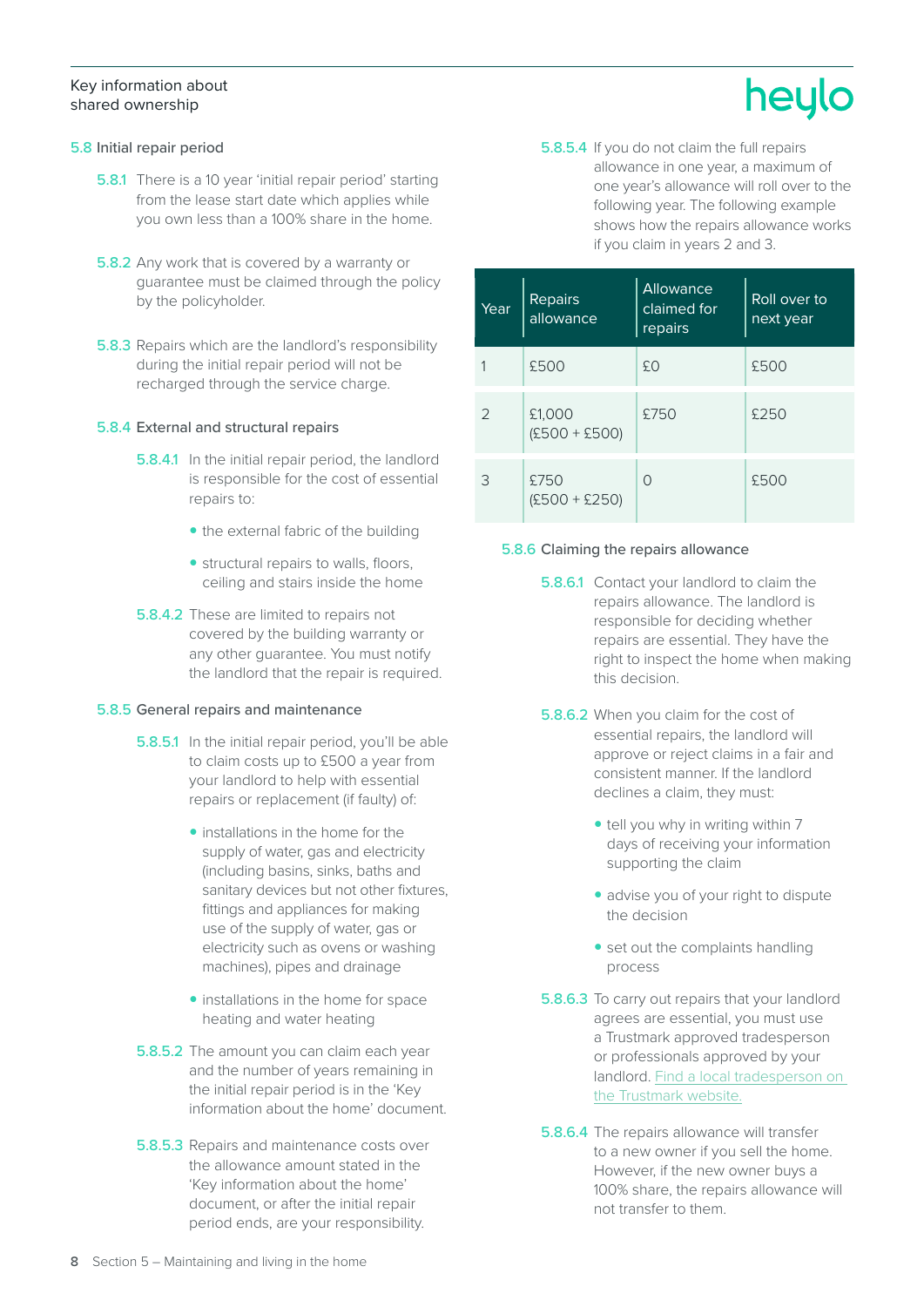## 5.8 Initial repair period

**5.8.1** There is a 10 year 'initial repair period' starting from the lease start date which applies while you own less than a 100% share in the home.

**5.8.2** Any work that is covered by a warranty or guarantee must be claimed through the policy by the policyholder.

**5.8.3** Repairs which are the landlord's responsibility during the initial repair period will not be recharged through the service charge.

### 5.8.4 External and structural repairs

**5.8.4.1** In the initial repair period, the landlord is responsible for the cost of essential repairs to:

- the external fabric of the building
- structural repairs to walls, floors, ceiling and stairs inside the home

**5.8.4.2** These are limited to repairs not covered by the building warranty or any other guarantee. You must notify the landlord that the repair is required.

### 5.8.5 General repairs and maintenance

**5.8.5.1** In the initial repair period, you'll be able to claim costs up to £500 a year from your landlord to help with essential repairs or replacement (if faulty) of:

- installations in the home for the supply of water, gas and electricity (including basins, sinks, baths and sanitary devices but not other fixtures, fittings and appliances for making use of the supply of water, gas or electricity such as ovens or washing machines), pipes and drainage
- installations in the home for space heating and water heating

**5.8.5.2** The amount you can claim each year and the number of years remaining in the initial repair period is in the 'Key information about the home' document.

**5.8.5.3** Repairs and maintenance costs over the allowance amount stated in the 'Key information about the home' document, or after the initial repair period ends, are your responsibility.

**5.8.5.4** If you do not claim the full repairs allowance in one year, a maximum of one year's allowance will roll over to the following year. The following example shows how the repairs allowance works if you claim in years 2 and 3.

| Year | Repairs allowance | Allowance claimed for repairs | Roll over to next year |
|---|---|---|---|
| 1 | £500 | £0 | £500 |
| 2 | £1,000 (£500 + £500) | £750 | £250 |
| 3 | £750 (£500 + £250) | 0 | £500 |

### 5.8.6 Claiming the repairs allowance

**5.8.6.1** Contact your landlord to claim the repairs allowance. The landlord is responsible for deciding whether repairs are essential. They have the right to inspect the home when making this decision.

**5.8.6.2** When you claim for the cost of essential repairs, the landlord will approve or reject claims in a fair and consistent manner. If the landlord declines a claim, they must:

- tell you why in writing within 7 days of receiving your information supporting the claim
- advise you of your right to dispute the decision
- set out the complaints handling process

**5.8.6.3** To carry out repairs that your landlord agrees are essential, you must use a Trustmark approved tradesperson or professionals approved by your landlord. Find a local tradesperson on the Trustmark website.

**5.8.6.4** The repairs allowance will transfer to a new owner if you sell the home. However, if the new owner buys a 100% share, the repairs allowance will not transfer to them.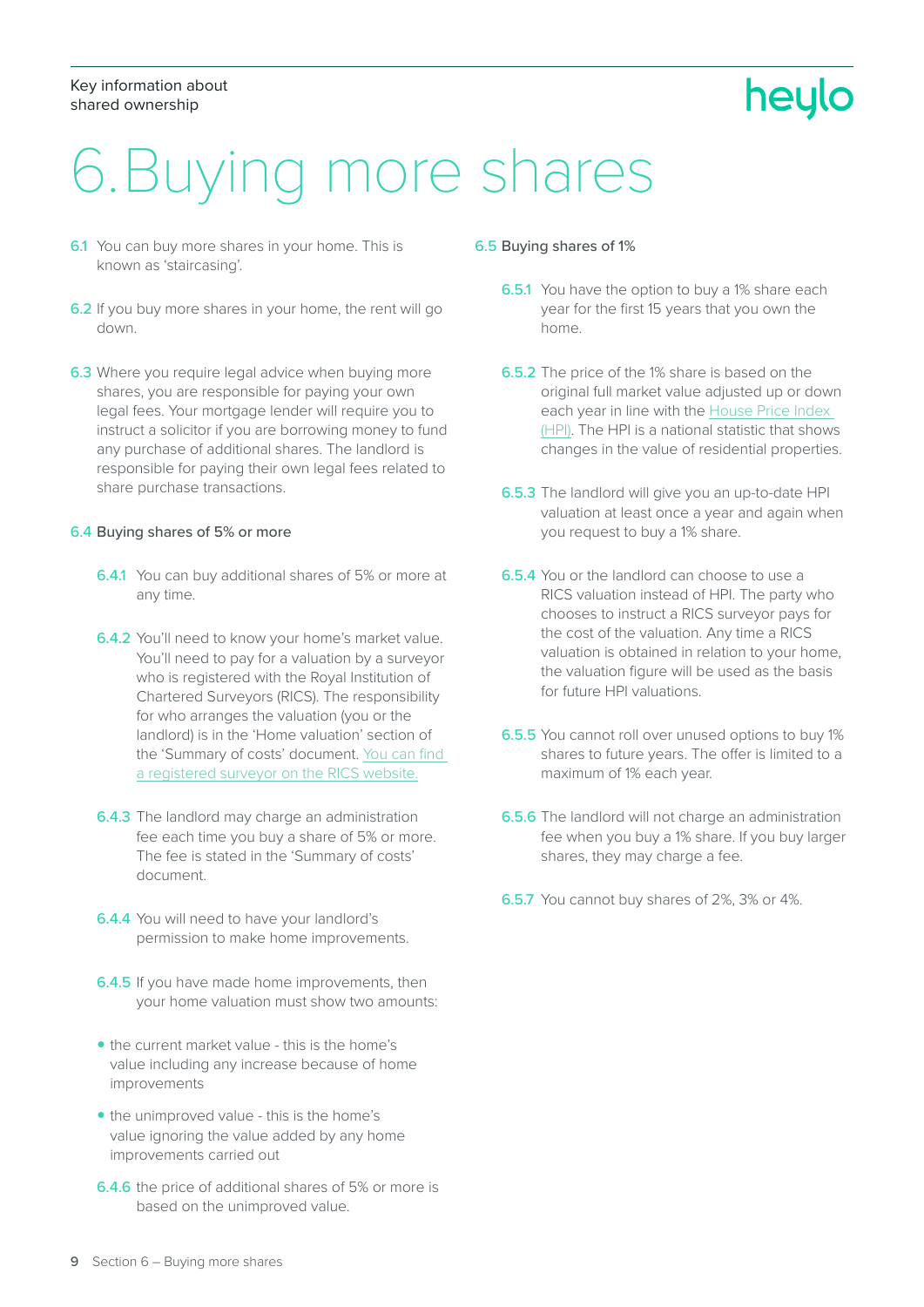# 6. Buying more shares

6.1 You can buy more shares in your home. This is known as 'staircasing'.

6.2 If you buy more shares in your home, the rent will go down.

6.3 Where you require legal advice when buying more shares, you are responsible for paying your own legal fees. Your mortgage lender will require you to instruct a solicitor if you are borrowing money to fund any purchase of additional shares. The landlord is responsible for paying their own legal fees related to share purchase transactions.

## 6.4 Buying shares of 5% or more

6.4.1 You can buy additional shares of 5% or more at any time.

6.4.2 You'll need to know your home's market value. You'll need to pay for a valuation by a surveyor who is registered with the Royal Institution of Chartered Surveyors (RICS). The responsibility for who arranges the valuation (you or the landlord) is in the 'Home valuation' section of the 'Summary of costs' document. You can find a registered surveyor on the RICS website.

6.4.3 The landlord may charge an administration fee each time you buy a share of 5% or more. The fee is stated in the 'Summary of costs' document.

6.4.4 You will need to have your landlord's permission to make home improvements.

6.4.5 If you have made home improvements, then your home valuation must show two amounts:

- the current market value - this is the home's value including any increase because of home improvements
- the unimproved value - this is the home's value ignoring the value added by any home improvements carried out

6.4.6 the price of additional shares of 5% or more is based on the unimproved value.

## 6.5 Buying shares of 1%

6.5.1 You have the option to buy a 1% share each year for the first 15 years that you own the home.

6.5.2 The price of the 1% share is based on the original full market value adjusted up or down each year in line with the House Price Index (HPI). The HPI is a national statistic that shows changes in the value of residential properties.

6.5.3 The landlord will give you an up-to-date HPI valuation at least once a year and again when you request to buy a 1% share.

6.5.4 You or the landlord can choose to use a RICS valuation instead of HPI. The party who chooses to instruct a RICS surveyor pays for the cost of the valuation. Any time a RICS valuation is obtained in relation to your home, the valuation figure will be used as the basis for future HPI valuations.

6.5.5 You cannot roll over unused options to buy 1% shares to future years. The offer is limited to a maximum of 1% each year.

6.5.6 The landlord will not charge an administration fee when you buy a 1% share. If you buy larger shares, they may charge a fee.

6.5.7 You cannot buy shares of 2%, 3% or 4%.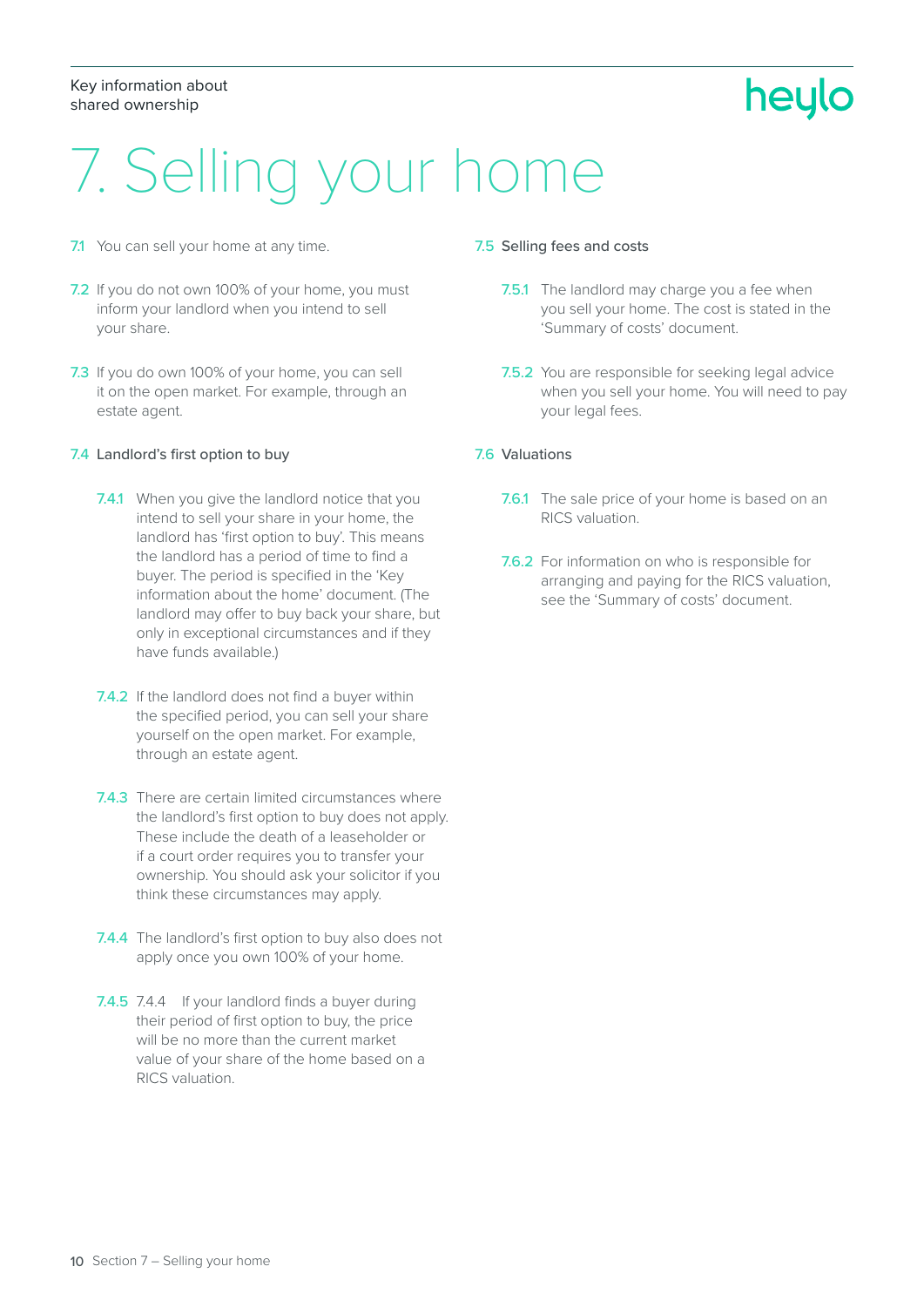# 7. Selling your home

7.1 You can sell your home at any time.

7.2 If you do not own 100% of your home, you must inform your landlord when you intend to sell your share.

7.3 If you do own 100% of your home, you can sell it on the open market. For example, through an estate agent.

## 7.4 Landlord's first option to buy

7.4.1 When you give the landlord notice that you intend to sell your share in your home, the landlord has 'first option to buy'. This means the landlord has a period of time to find a buyer. The period is specified in the 'Key information about the home' document. (The landlord may offer to buy back your share, but only in exceptional circumstances and if they have funds available.)

7.4.2 If the landlord does not find a buyer within the specified period, you can sell your share yourself on the open market. For example, through an estate agent.

7.4.3 There are certain limited circumstances where the landlord's first option to buy does not apply. These include the death of a leaseholder or if a court order requires you to transfer your ownership. You should ask your solicitor if you think these circumstances may apply.

7.4.4 The landlord's first option to buy also does not apply once you own 100% of your home.

7.4.5 7.4.4 If your landlord finds a buyer during their period of first option to buy, the price will be no more than the current market value of your share of the home based on a RICS valuation.

## 7.5 Selling fees and costs

7.5.1 The landlord may charge you a fee when you sell your home. The cost is stated in the 'Summary of costs' document.

7.5.2 You are responsible for seeking legal advice when you sell your home. You will need to pay your legal fees.

## 7.6 Valuations

7.6.1 The sale price of your home is based on an RICS valuation.

7.6.2 For information on who is responsible for arranging and paying for the RICS valuation, see the 'Summary of costs' document.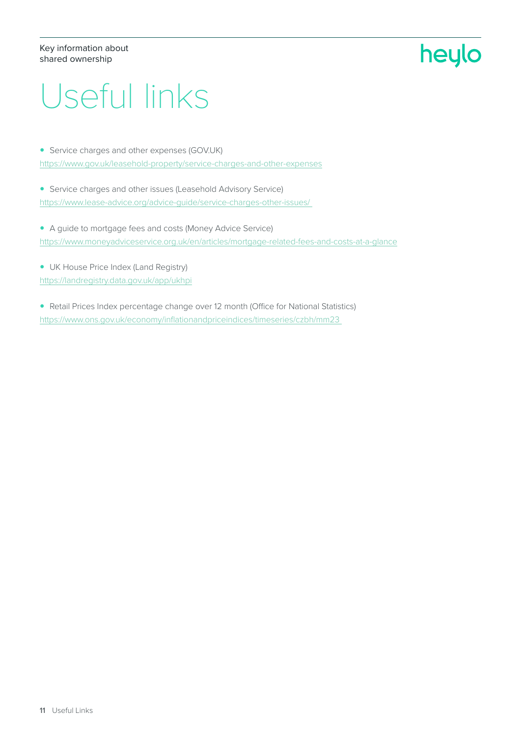# Useful links

- Service charges and other expenses (GOV.UK)
https://www.gov.uk/leasehold-property/service-charges-and-other-expenses

- Service charges and other issues (Leasehold Advisory Service)
https://www.lease-advice.org/advice-guide/service-charges-other-issues/

- A guide to mortgage fees and costs (Money Advice Service)
https://www.moneyadviceservice.org.uk/en/articles/mortgage-related-fees-and-costs-at-a-glance

- UK House Price Index (Land Registry)
https://landregistry.data.gov.uk/app/ukhpi

- Retail Prices Index percentage change over 12 month (Office for National Statistics)
https://www.ons.gov.uk/economy/inflationandpriceindices/timeseries/czbh/mm23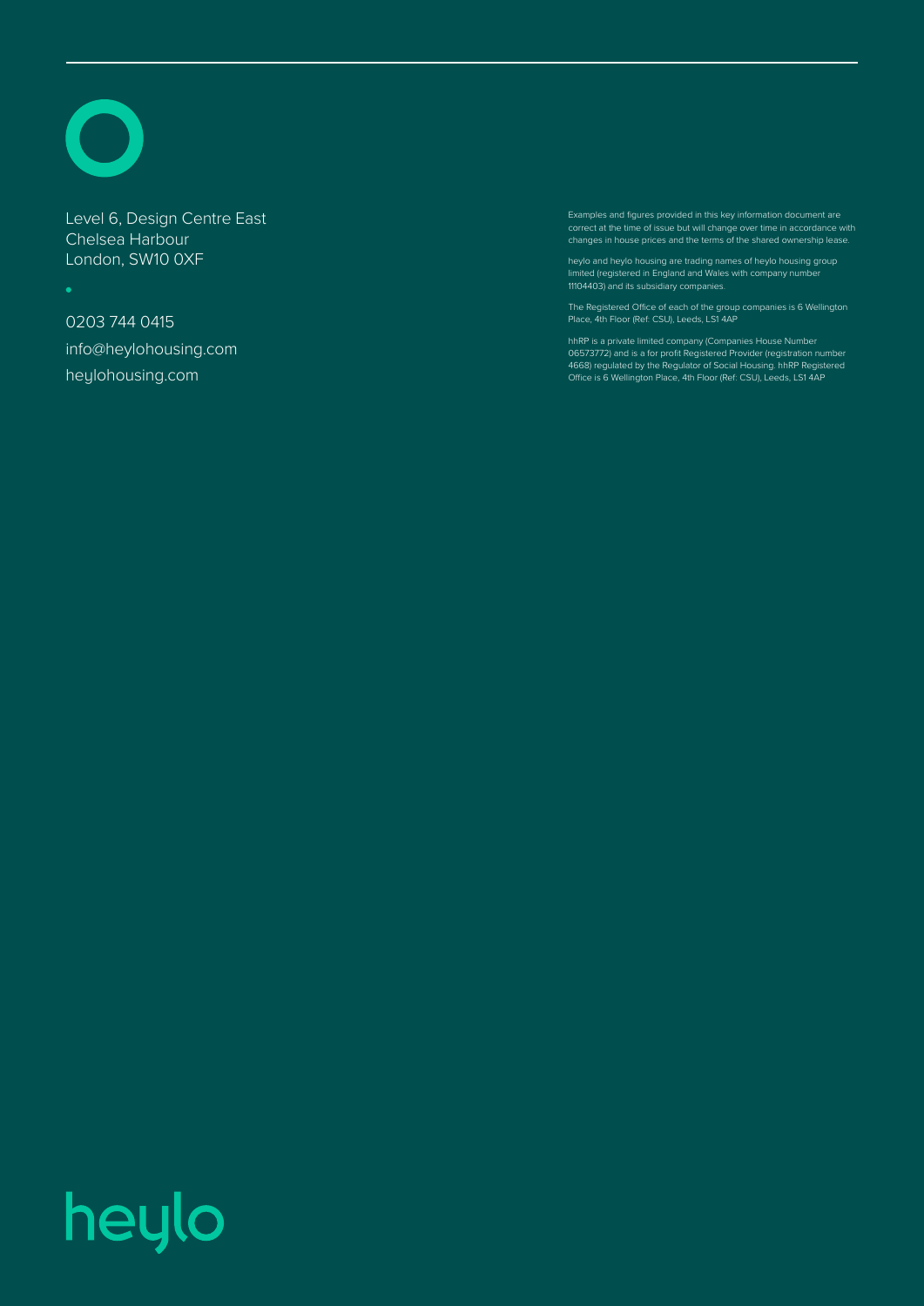Level 6, Design Centre East
Chelsea Harbour
London, SW10 0XF

0203 744 0415
info@heylohousing.com
heylohousing.com

Examples and figures provided in this key information document are correct at the time of issue but will change over time in accordance with changes in house prices and the terms of the shared ownership lease.

heylo and heylo housing are trading names of heylo housing group limited (registered in England and Wales with company number 11104403) and its subsidiary companies.

The Registered Office of each of the group companies is 6 Wellington Place, 4th Floor (Ref: CSU), Leeds, LS1 4AP

hhRP is a private limited company (Companies House Number 06573772) and is a for profit Registered Provider (registration number 4668) regulated by the Regulator of Social Housing. hhRP Registered Office is 6 Wellington Place, 4th Floor (Ref: CSU), Leeds, LS1 4AP

heylo